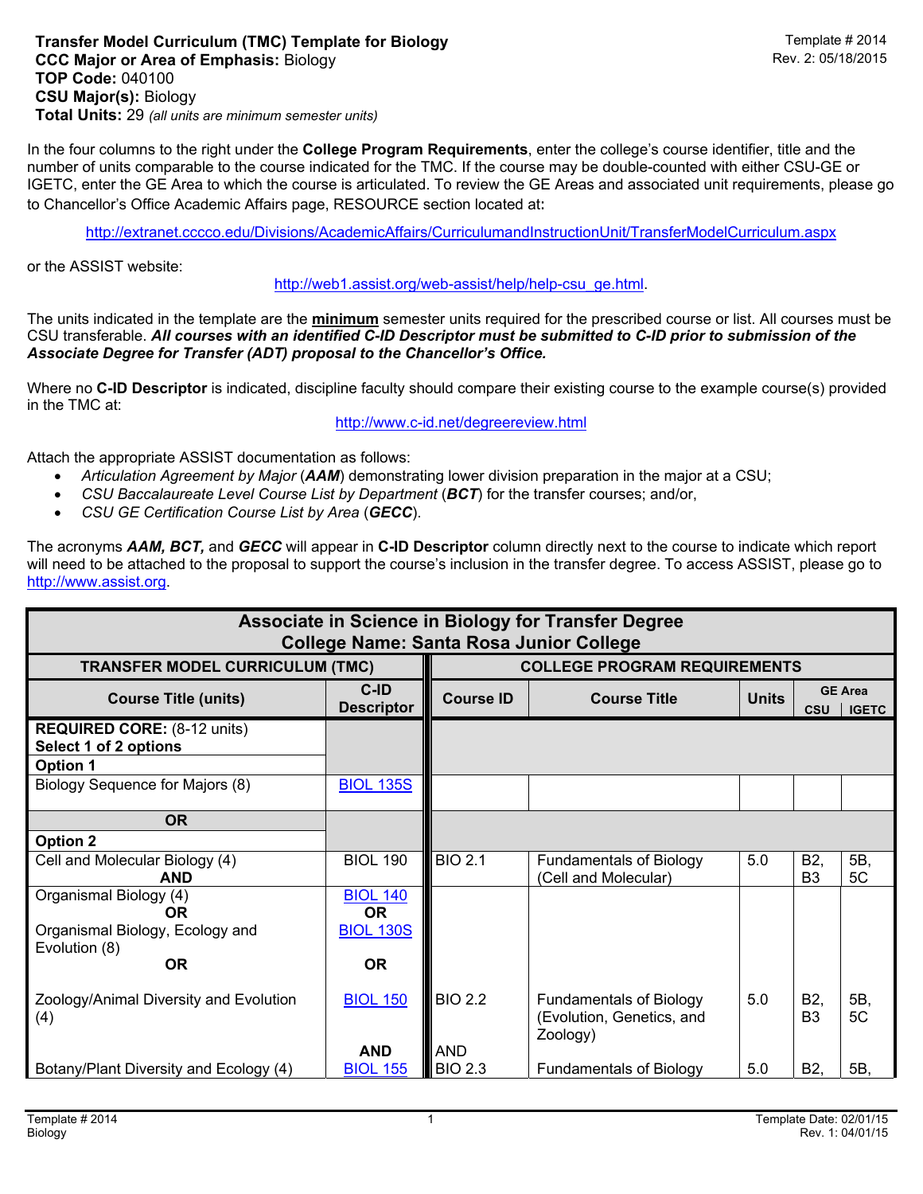**Transfer Model Curriculum (TMC) Template for Biology**
**CCC Major or Area of Emphasis:** Biology
**TOP Code:** 040100
**CSU Major(s):** Biology
**Total Units:** 29 *(all units are minimum semester units)*

Template # 2014
Rev. 2: 05/18/2015

In the four columns to the right under the **College Program Requirements**, enter the college's course identifier, title and the number of units comparable to the course indicated for the TMC. If the course may be double-counted with either CSU-GE or IGETC, enter the GE Area to which the course is articulated. To review the GE Areas and associated unit requirements, please go to Chancellor's Office Academic Affairs page, RESOURCE section located at:

http://extranet.cccco.edu/Divisions/AcademicAffairs/CurriculumandInstructionUnit/TransferModelCurriculum.aspx

or the ASSIST website:

http://web1.assist.org/web-assist/help/help-csu_ge.html.

The units indicated in the template are the **minimum** semester units required for the prescribed course or list. All courses must be CSU transferable. ***All courses with an identified C-ID Descriptor must be submitted to C-ID prior to submission of the Associate Degree for Transfer (ADT) proposal to the Chancellor's Office.***

Where no **C-ID Descriptor** is indicated, discipline faculty should compare their existing course to the example course(s) provided in the TMC at:

http://www.c-id.net/degreereview.html

Attach the appropriate ASSIST documentation as follows:

- *Articulation Agreement by Major* (***AAM***) demonstrating lower division preparation in the major at a CSU;
- *CSU Baccalaureate Level Course List by Department* (***BCT***) for the transfer courses; and/or,
- *CSU GE Certification Course List by Area* (***GECC***).

The acronyms ***AAM, BCT,*** and ***GECC*** will appear in **C-ID Descriptor** column directly next to the course to indicate which report will need to be attached to the proposal to support the course's inclusion in the transfer degree. To access ASSIST, please go to http://www.assist.org.

| **Associate in Science in Biology for Transfer Degree<br>College Name: Santa Rosa Junior College** | | | | | | |
|---|---|---|---|---|---|---|
| **TRANSFER MODEL CURRICULUM (TMC)** | | **COLLEGE PROGRAM REQUIREMENTS** | | | | |
| **Course Title (units)** | **C-ID Descriptor** | **Course ID** | **Course Title** | **Units** | **GE Area CSU** | **GE Area IGETC** |
| **REQUIRED CORE:** (8-12 units)<br>**Select 1 of 2 options**<br>**Option 1** | | | | | | |
| Biology Sequence for Majors (8) | BIOL 135S | | | | | |
| **OR**<br>**Option 2** | | | | | | |
| Cell and Molecular Biology (4)<br>**AND** | BIOL 190 | BIO 2.1 | Fundamentals of Biology (Cell and Molecular) | 5.0 | B2, B3 | 5B, 5C |
| Organismal Biology (4)<br>**OR**<br>Organismal Biology, Ecology and Evolution (8)<br>**OR** | BIOL 140<br>**OR**<br>BIOL 130S<br>**OR** | | | | | |
| Zoology/Animal Diversity and Evolution (4) | BIOL 150 | BIO 2.2 | Fundamentals of Biology (Evolution, Genetics, and Zoology) | 5.0 | B2, B3 | 5B, 5C |
| Botany/Plant Diversity and Ecology (4) | **AND**<br>BIOL 155 | AND<br>BIO 2.3 | Fundamentals of Biology | 5.0 | B2, | 5B, |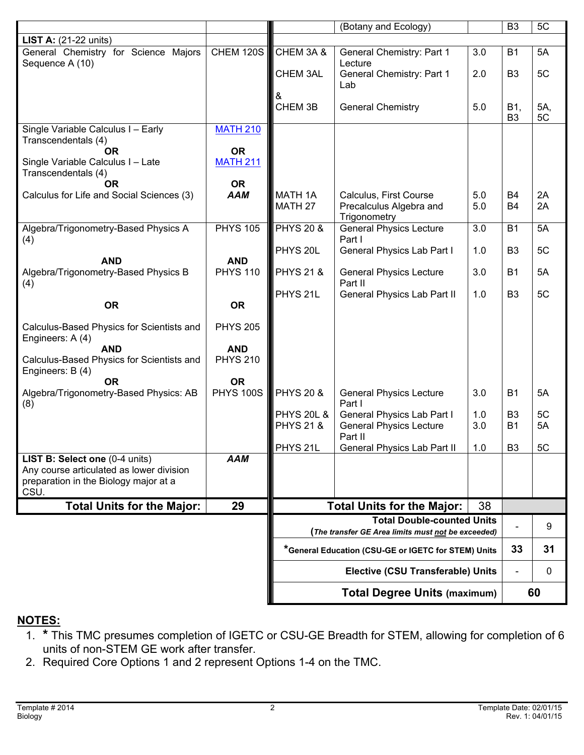| | | | | | | |
|---|---|---|---|---|---|---|
| | | | (Botany and Ecology) | | B3 | 5C |
| **LIST A:** (21-22 units) | | | | | | |
| General Chemistry for Science Majors Sequence A (10) | CHEM 120S | CHEM 3A & | General Chemistry: Part 1 Lecture | 3.0 | B1 | 5A |
| | | CHEM 3AL & | General Chemistry: Part 1 Lab | 2.0 | B3 | 5C |
| | | CHEM 3B | General Chemistry | 5.0 | B1, B3 | 5A, 5C |
| Single Variable Calculus I – Early Transcendentals (4) **OR** Single Variable Calculus I – Late Transcendentals (4) **OR** Calculus for Life and Social Sciences (3) | MATH 210 **OR** MATH 211 **OR** ***AAM*** | MATH 1A | Calculus, First Course | 5.0 | B4 | 2A |
| | | MATH 27 | Precalculus Algebra and Trigonometry | 5.0 | B4 | 2A |
| Algebra/Trigonometry-Based Physics A (4) | PHYS 105 | PHYS 20 & | General Physics Lecture Part I | 3.0 | B1 | 5A |
| | | PHYS 20L | General Physics Lab Part I | 1.0 | B3 | 5C |
| **AND** Algebra/Trigonometry-Based Physics B (4) | **AND** PHYS 110 | PHYS 21 & | General Physics Lecture Part II | 3.0 | B1 | 5A |
| | | PHYS 21L | General Physics Lab Part II | 1.0 | B3 | 5C |
| **OR** | **OR** | | | | | |
| Calculus-Based Physics for Scientists and Engineers: A (4) **AND** Calculus-Based Physics for Scientists and Engineers: B (4) | PHYS 205 **AND** PHYS 210 | | | | | |
| **OR** Algebra/Trigonometry-Based Physics: AB (8) | **OR** PHYS 100S | PHYS 20 & | General Physics Lecture Part I | 3.0 | B1 | 5A |
| | | PHYS 20L & | General Physics Lab Part I | 1.0 | B3 | 5C |
| | | PHYS 21 & | General Physics Lecture Part II | 3.0 | B1 | 5A |
| | | PHYS 21L | General Physics Lab Part II | 1.0 | B3 | 5C |
| **LIST B: Select one** (0-4 units) Any course articulated as lower division preparation in the Biology major at a CSU. | ***AAM*** | | | | | |
| **Total Units for the Major:** | **29** | | **Total Units for the Major:** | 38 | | |
| | | | **Total Double-counted Units** (*The transfer GE Area limits must not be exceeded*) | | - | 9 |
| | | | ***General Education (CSU-GE or IGETC for STEM) Units** | | **33** | **31** |
| | | | **Elective (CSU Transferable) Units** | | - | 0 |
| | | | **Total Degree Units (maximum)** | | **60** | |

## NOTES:

1. ***** This TMC presumes completion of IGETC or CSU-GE Breadth for STEM, allowing for completion of 6 units of non-STEM GE work after transfer.
2. Required Core Options 1 and 2 represent Options 1-4 on the TMC.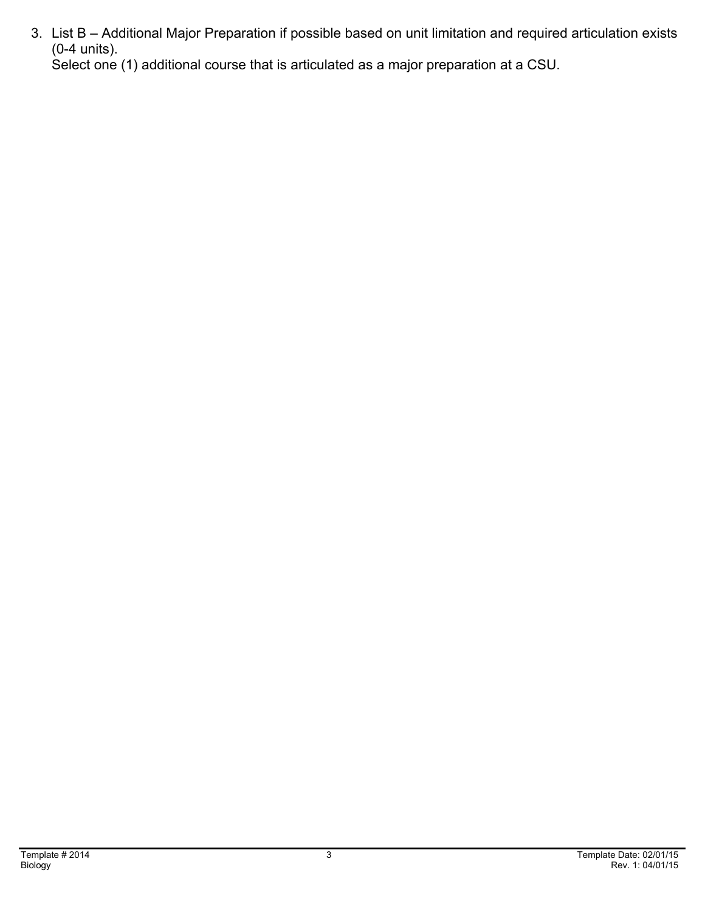3. List B – Additional Major Preparation if possible based on unit limitation and required articulation exists (0-4 units).
   Select one (1) additional course that is articulated as a major preparation at a CSU.